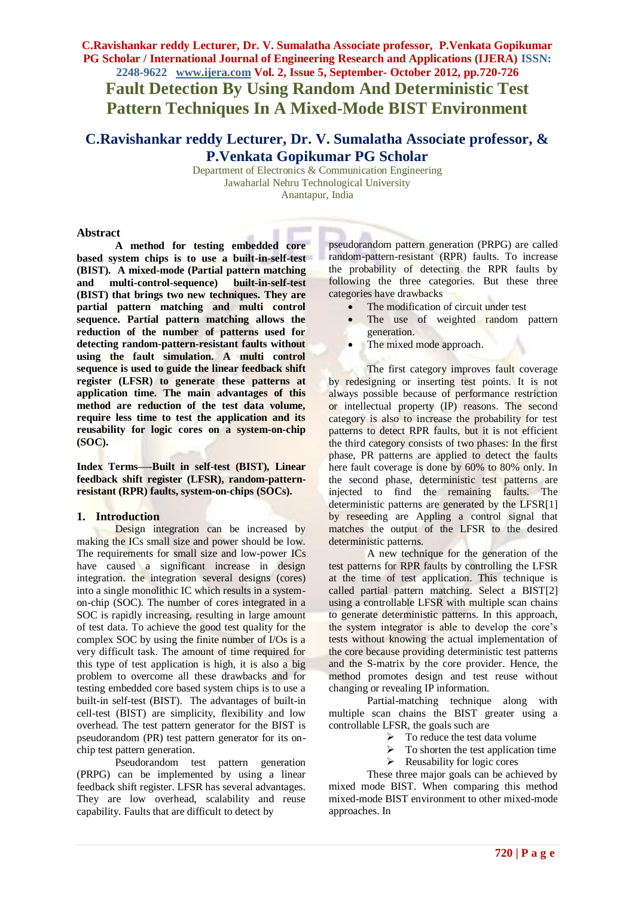# Fault Detection By Using Random And Deterministic Test Pattern Techniques In A Mixed-Mode BIST Environment

## C.Ravishankar reddy Lecturer, Dr. V. Sumalatha Associate professor, & P.Venkata Gopikumar PG Scholar

Department of Electronics & Communication Engineering
Jawaharlal Nehru Technological University
Anantapur, India

## Abstract

**A method for testing embedded core based system chips is to use a built-in-self-test (BIST). A mixed-mode (Partial pattern matching and multi-control-sequence) built-in-self-test (BIST) that brings two new techniques. They are partial pattern matching and multi control sequence. Partial pattern matching allows the reduction of the number of patterns used for detecting random-pattern-resistant faults without using the fault simulation. A multi control sequence is used to guide the linear feedback shift register (LFSR) to generate these patterns at application time. The main advantages of this method are reduction of the test data volume, require less time to test the application and its reusability for logic cores on a system-on-chip (SOC).**

**Index Terms—-Built in self-test (BIST), Linear feedback shift register (LFSR), random-pattern-resistant (RPR) faults, system-on-chips (SOCs).**

## 1. Introduction

Design integration can be increased by making the ICs small size and power should be low. The requirements for small size and low-power ICs have caused a significant increase in design integration. the integration several designs (cores) into a single monolithic IC which results in a system-on-chip (SOC). The number of cores integrated in a SOC is rapidly increasing, resulting in large amount of test data. To achieve the good test quality for the complex SOC by using the finite number of I/Os is a very difficult task. The amount of time required for this type of test application is high, it is also a big problem to overcome all these drawbacks and for testing embedded core based system chips is to use a built-in self-test (BIST). The advantages of built-in cell-test (BIST) are simplicity, flexibility and low overhead. The test pattern generator for the BIST is pseudorandom (PR) test pattern generator for its on-chip test pattern generation.

Pseudorandom test pattern generation (PRPG) can be implemented by using a linear feedback shift register. LFSR has several advantages. They are low overhead, scalability and reuse capability. Faults that are difficult to detect by pseudorandom pattern generation (PRPG) are called random-pattern-resistant (RPR) faults. To increase the probability of detecting the RPR faults by following the three categories. But these three categories have drawbacks

- The modification of circuit under test
- The use of weighted random pattern generation.
- The mixed mode approach.

The first category improves fault coverage by redesigning or inserting test points. It is not always possible because of performance restriction or intellectual property (IP) reasons. The second category is also to increase the probability for test patterns to detect RPR faults, but it is not efficient the third category consists of two phases: In the first phase, PR patterns are applied to detect the faults here fault coverage is done by 60% to 80% only. In the second phase, deterministic test patterns are injected to find the remaining faults. The deterministic patterns are generated by the LFSR[1] by reseeding are Appling a control signal that matches the output of the LFSR to the desired deterministic patterns.

A new technique for the generation of the test patterns for RPR faults by controlling the LFSR at the time of test application. This technique is called partial pattern matching. Select a BIST[2] using a controllable LFSR with multiple scan chains to generate deterministic patterns. In this approach, the system integrator is able to develop the core's tests without knowing the actual implementation of the core because providing deterministic test patterns and the S-matrix by the core provider. Hence, the method promotes design and test reuse without changing or revealing IP information.

Partial-matching technique along with multiple scan chains the BIST greater using a controllable LFSR, the goals such are

- To reduce the test data volume
- To shorten the test application time
- Reusability for logic cores

These three major goals can be achieved by mixed mode BIST. When comparing this method mixed-mode BIST environment to other mixed-mode approaches. In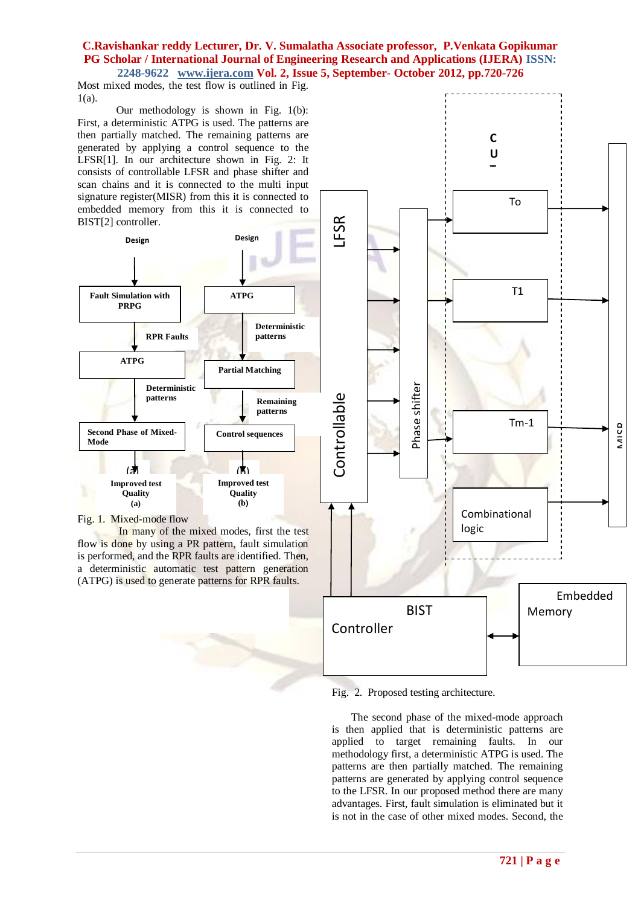Most mixed modes, the test flow is outlined in Fig. 1(a).

Our methodology is shown in Fig. 1(b): First, a deterministic ATPG is used. The patterns are then partially matched. The remaining patterns are generated by applying a control sequence to the LFSR[1]. In our architecture shown in Fig. 2: It consists of controllable LFSR and phase shifter and scan chains and it is connected to the multi input signature register(MISR) from this it is connected to embedded memory from this it is connected to BIST[2] controller.

Fig. 1. Mixed-mode flow

In many of the mixed modes, first the test flow is done by using a PR pattern, fault simulation is performed, and the RPR faults are identified. Then, a deterministic automatic test pattern generation (ATPG) is used to generate patterns for RPR faults.

Fig. 2. Proposed testing architecture.

The second phase of the mixed-mode approach is then applied that is deterministic patterns are applied to target remaining faults. In our methodology first, a deterministic ATPG is used. The patterns are then partially matched. The remaining patterns are generated by applying control sequence to the LFSR. In our proposed method there are many advantages. First, fault simulation is eliminated but it is not in the case of other mixed modes. Second, the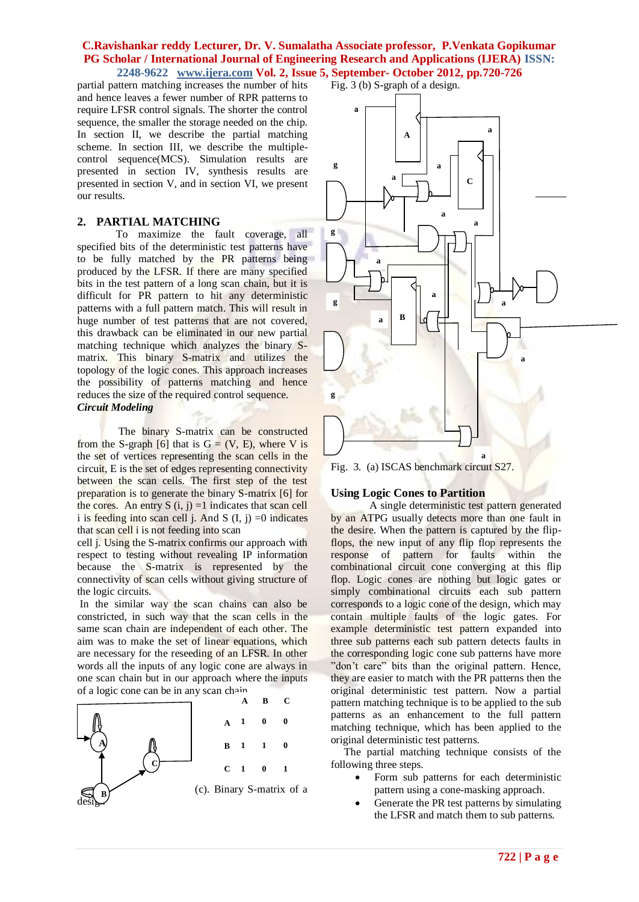partial pattern matching increases the number of hits and hence leaves a fewer number of RPR patterns to require LFSR control signals. The shorter the control sequence, the smaller the storage needed on the chip. In section II, we describe the partial matching scheme. In section III, we describe the multiple-control sequence(MCS). Simulation results are presented in section IV, synthesis results are presented in section V, and in section VI, we present our results.

## 2. PARTIAL MATCHING

To maximize the fault coverage, all specified bits of the deterministic test patterns have to be fully matched by the PR patterns being produced by the LFSR. If there are many specified bits in the test pattern of a long scan chain, but it is difficult for PR pattern to hit any deterministic patterns with a full pattern match. This will result in huge number of test patterns that are not covered, this drawback can be eliminated in our new partial matching technique which analyzes the binary S-matrix. This binary S-matrix and utilizes the topology of the logic cones. This approach increases the possibility of patterns matching and hence reduces the size of the required control sequence.

***Circuit Modeling***

The binary S-matrix can be constructed from the S-graph [6] that is G = (V, E), where V is the set of vertices representing the scan cells in the circuit, E is the set of edges representing connectivity between the scan cells. The first step of the test preparation is to generate the binary S-matrix [6] for the cores. An entry S (i, j) =1 indicates that scan cell i is feeding into scan cell j. And S (I, j) =0 indicates that scan cell i is not feeding into scan cell j. Using the S-matrix confirms our approach with respect to testing without revealing IP information because the S-matrix is represented by the connectivity of scan cells without giving structure of the logic circuits.

In the similar way the scan chains can also be constricted, in such way that the scan cells in the same scan chain are independent of each other. The aim was to make the set of linear equations, which are necessary for the reseeding of an LFSR. In other words all the inputs of any logic cone are always in one scan chain but in our approach where the inputs of a logic cone can be in any scan chain

Fig. 3 (b) S-graph of a design.

| | A | B | C |
|---|---|---|---|
| A | 1 | 0 | 0 |
| B | 1 | 1 | 0 |
| C | 1 | 0 | 1 |

(c). Binary S-matrix of a design.

Fig. 3. (a) ISCAS benchmark circuit S27.

### Using Logic Cones to Partition

A single deterministic test pattern generated by an ATPG usually detects more than one fault in the desire. When the pattern is captured by the flip-flops, the new input of any flip flop represents the response of pattern for faults within the combinational circuit cone converging at this flip flop. Logic cones are nothing but logic gates or simply combinational circuits each sub pattern corresponds to a logic cone of the design, which may contain multiple faults of the logic gates. For example deterministic test pattern expanded into three sub patterns each sub pattern detects faults in the corresponding logic cone sub patterns have more "don't care" bits than the original pattern. Hence, they are easier to match with the PR patterns then the original deterministic test pattern. Now a partial pattern matching technique is to be applied to the sub patterns as an enhancement to the full pattern matching technique, which has been applied to the original deterministic test patterns.

The partial matching technique consists of the following three steps.

- Form sub patterns for each deterministic pattern using a cone-masking approach.
- Generate the PR test patterns by simulating the LFSR and match them to sub patterns.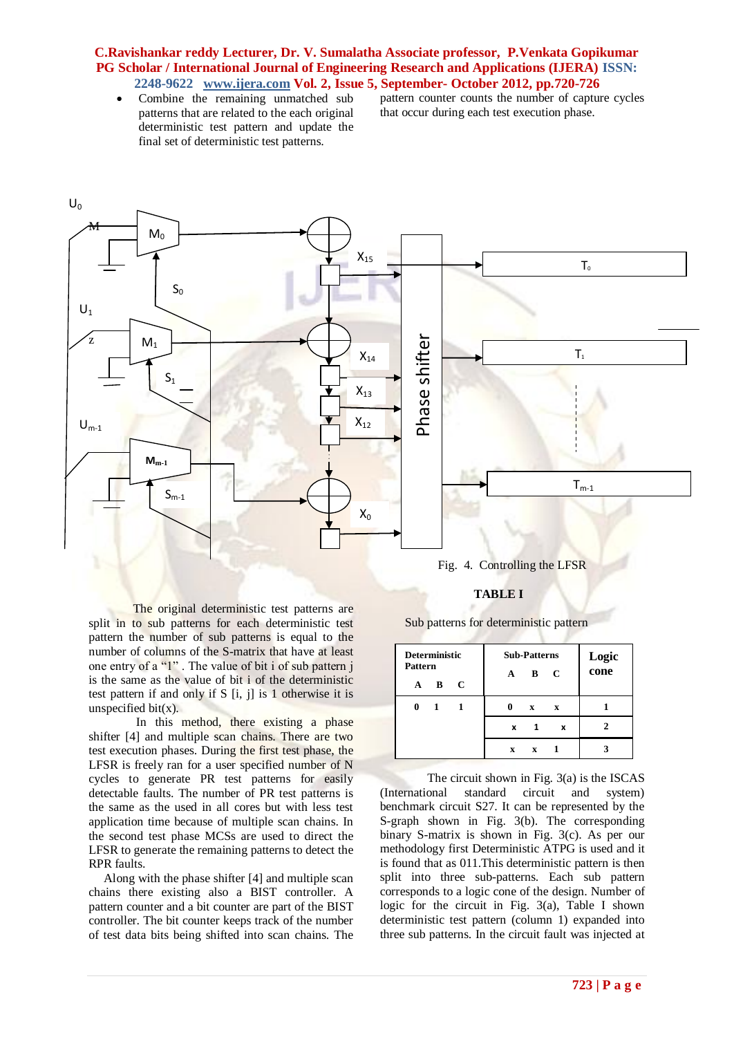- Combine the remaining unmatched sub patterns that are related to the each original deterministic test pattern and update the final set of deterministic test patterns.

Fig. 4. Controlling the LFSR

The original deterministic test patterns are split in to sub patterns for each deterministic test pattern the number of sub patterns is equal to the number of columns of the S-matrix that have at least one entry of a "1" . The value of bit i of sub pattern j is the same as the value of bit i of the deterministic test pattern if and only if S [i, j] is 1 otherwise it is unspecified bit(x).

In this method, there existing a phase shifter [4] and multiple scan chains. There are two test execution phases. During the first test phase, the LFSR is freely ran for a user specified number of N cycles to generate PR test patterns for easily detectable faults. The number of PR test patterns is the same as the used in all cores but with less test application time because of multiple scan chains. In the second test phase MCSs are used to direct the LFSR to generate the remaining patterns to detect the RPR faults.

Along with the phase shifter [4] and multiple scan chains there existing also a BIST controller. A pattern counter and a bit counter are part of the BIST controller. The bit counter keeps track of the number of test data bits being shifted into scan chains. The pattern counter counts the number of capture cycles that occur during each test execution phase.

**TABLE I**

Sub patterns for deterministic pattern

| Deterministic Pattern A B C | Sub-Patterns A B C | Logic cone |
|---|---|---|
| 0 1 1 | 0 x x | 1 |
| | x 1 x | 2 |
| | x x 1 | 3 |

The circuit shown in Fig. 3(a) is the ISCAS (International standard circuit and system) benchmark circuit S27. It can be represented by the S-graph shown in Fig. 3(b). The corresponding binary S-matrix is shown in Fig. 3(c). As per our methodology first Deterministic ATPG is used and it is found that as 011.This deterministic pattern is then split into three sub-patterns. Each sub pattern corresponds to a logic cone of the design. Number of logic for the circuit in Fig. 3(a), Table I shown deterministic test pattern (column 1) expanded into three sub patterns. In the circuit fault was injected at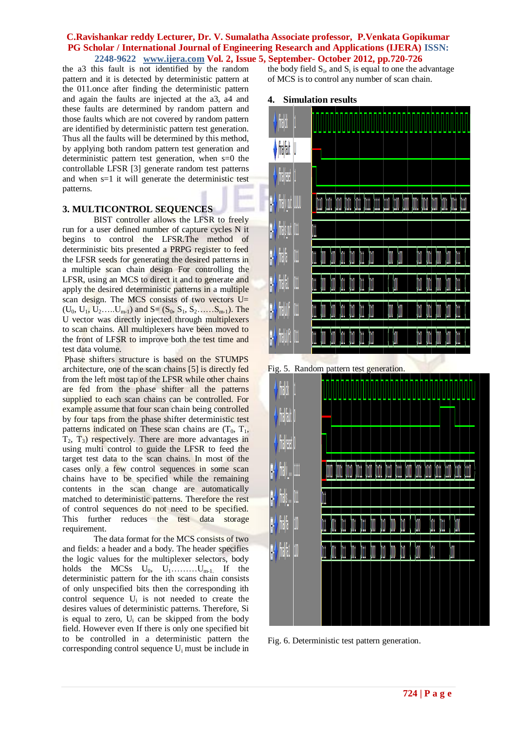the a3 this fault is not identified by the random pattern and it is detected by deterministic pattern at the 011.once after finding the deterministic pattern and again the faults are injected at the a3, a4 and these faults are determined by random pattern and those faults which are not covered by random pattern are identified by deterministic pattern test generation. Thus all the faults will be determined by this method, by applying both random pattern test generation and deterministic pattern test generation, when s=0 the controllable LFSR [3] generate random test patterns and when s=1 it will generate the deterministic test patterns.

## 3. MULTICONTROL SEQUENCES

BIST controller allows the LFSR to freely run for a user defined number of capture cycles N it begins to control the LFSR.The method of deterministic bits presented a PRPG register to feed the LFSR seeds for generating the desired patterns in a multiple scan chain design For controlling the LFSR, using an MCS to direct it and to generate and apply the desired deterministic patterns in a multiple scan design. The MCS consists of two vectors U= ($U_0$, $U_1$, $U_2$…..$U_{m-1}$) and S= ($S_0$, $S_1$, $S_2$……$S_{m-1}$). The U vector was directly injected through multiplexers to scan chains. All multiplexers have been moved to the front of LFSR to improve both the test time and test data volume.

Phase shifters structure is based on the STUMPS architecture, one of the scan chains [5] is directly fed from the left most tap of the LFSR while other chains are fed from the phase shifter all the patterns supplied to each scan chains can be controlled. For example assume that four scan chain being controlled by four taps from the phase shifter deterministic test patterns indicated on These scan chains are ($T_0$, $T_1$, $T_2$, $T_3$) respectively. There are more advantages in using multi control to guide the LFSR to feed the target test data to the scan chains. In most of the cases only a few control sequences in some scan chains have to be specified while the remaining contents in the scan change are automatically matched to deterministic patterns. Therefore the rest of control sequences do not need to be specified. This further reduces the test data storage requirement.

The data format for the MCS consists of two and fields: a header and a body. The header specifies the logic values for the multiplexer selectors, body holds the MCSs $U_0$, $U_1$………$U_{m-1}$. If the deterministic pattern for the ith scans chain consists of only unspecified bits then the corresponding ith control sequence $U_i$ is not needed to create the desires values of deterministic patterns. Therefore, Si is equal to zero, $U_i$ can be skipped from the body field. However even If there is only one specified bit to be controlled in a deterministic pattern the corresponding control sequence $U_i$ must be include in the body field $S_i$, and $S_i$ is equal to one to the advantage of MCS is to control any number of scan chain.

## 4. Simulation results

Fig. 5. Random pattern test generation.

Fig. 6. Deterministic test pattern generation.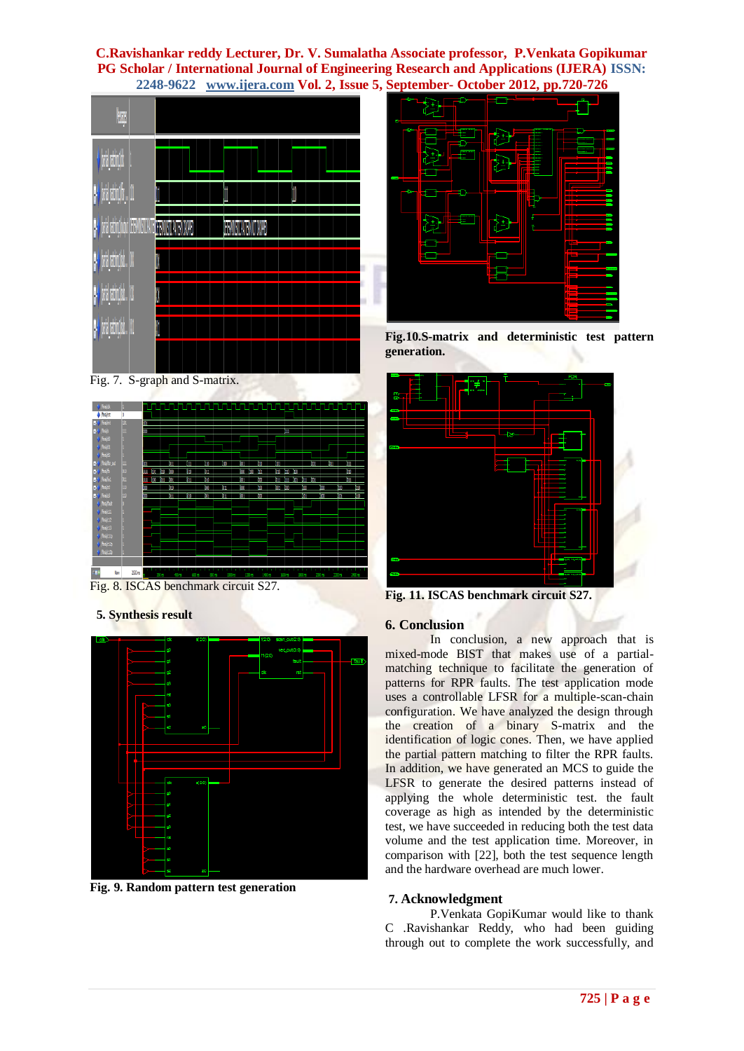Fig. 7. S-graph and S-matrix.

Fig. 8. ISCAS benchmark circuit S27.

## 5. Synthesis result

**Fig. 9. Random pattern test generation**

**Fig.10.S-matrix and deterministic test pattern generation.**

**Fig. 11. ISCAS benchmark circuit S27.**

## 6. Conclusion

In conclusion, a new approach that is mixed-mode BIST that makes use of a partial-matching technique to facilitate the generation of patterns for RPR faults. The test application mode uses a controllable LFSR for a multiple-scan-chain configuration. We have analyzed the design through the creation of a binary S-matrix and the identification of logic cones. Then, we have applied the partial pattern matching to filter the RPR faults. In addition, we have generated an MCS to guide the LFSR to generate the desired patterns instead of applying the whole deterministic test. the fault coverage as high as intended by the deterministic test, we have succeeded in reducing both the test data volume and the test application time. Moreover, in comparison with [22], both the test sequence length and the hardware overhead are much lower.

## 7. Acknowledgment

P.Venkata GopiKumar would like to thank C .Ravishankar Reddy, who had been guiding through out to complete the work successfully, and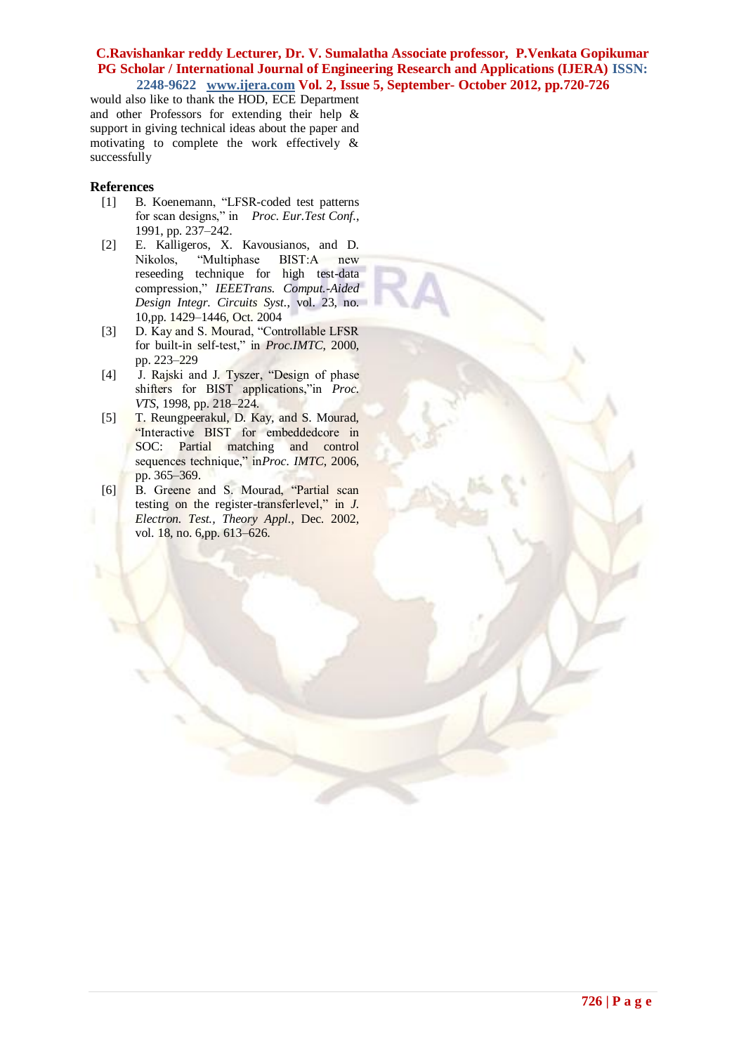would also like to thank the HOD, ECE Department and other Professors for extending their help & support in giving technical ideas about the paper and motivating to complete the work effectively & successfully

## References

[1] B. Koenemann, "LFSR-coded test patterns for scan designs," in *Proc. Eur.Test Conf.*, 1991, pp. 237–242.

[2] E. Kalligeros, X. Kavousianos, and D. Nikolos, "Multiphase BIST:A new reseeding technique for high test-data compression," *IEEETrans. Comput.-Aided Design Integr. Circuits Syst.*, vol. 23, no. 10,pp. 1429–1446, Oct. 2004

[3] D. Kay and S. Mourad, "Controllable LFSR for built-in self-test," in *Proc.IMTC*, 2000, pp. 223–229

[4] J. Rajski and J. Tyszer, "Design of phase shifters for BIST applications,"in *Proc. VTS*, 1998, pp. 218–224.

[5] T. Reungpeerakul, D. Kay, and S. Mourad, "Interactive BIST for embeddedcore in SOC: Partial matching and control sequences technique," in*Proc. IMTC*, 2006, pp. 365–369.

[6] B. Greene and S. Mourad, "Partial scan testing on the register-transferlevel," in *J. Electron. Test., Theory Appl.*, Dec. 2002, vol. 18, no. 6,pp. 613–626.